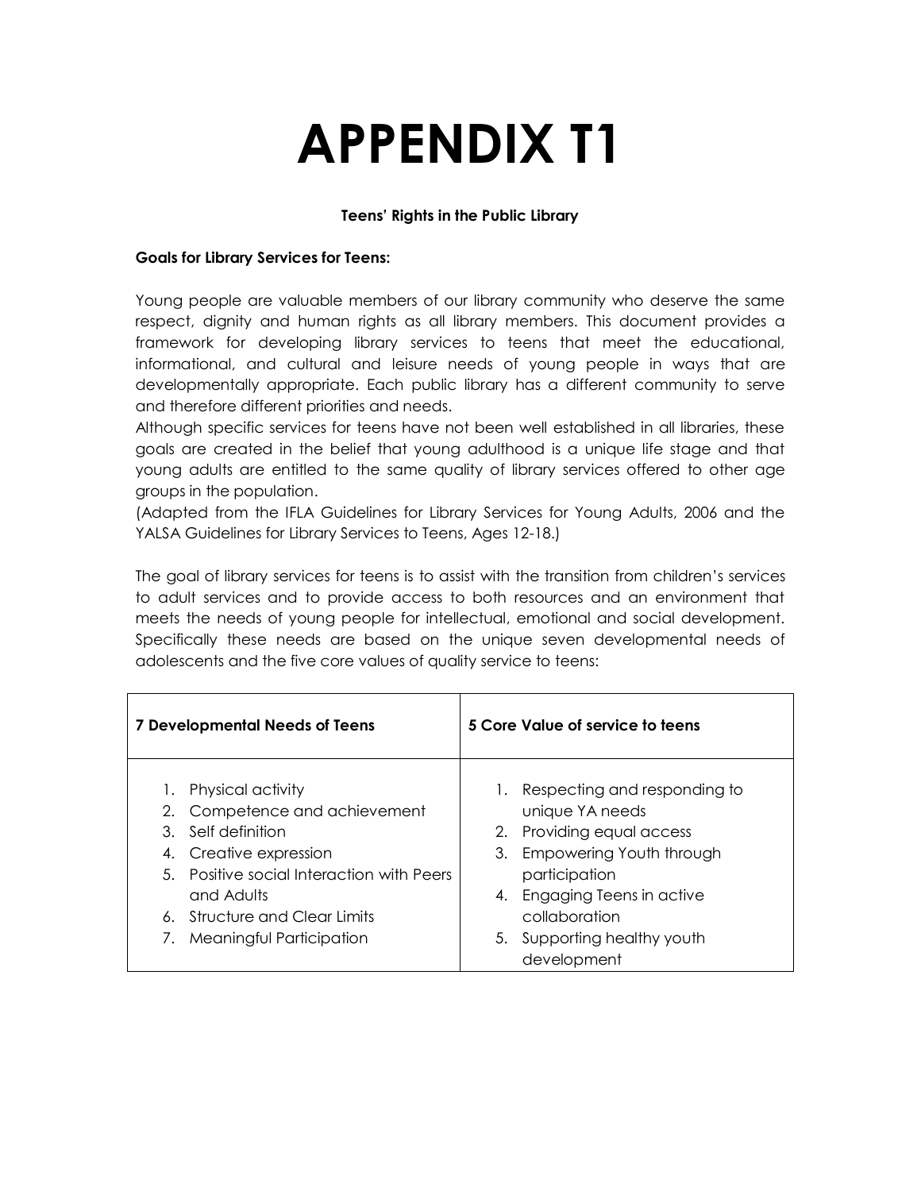# APPENDIX T1

**Teens' Rights in the Public Library**

**Goals for Library Services for Teens:**

Young people are valuable members of our library community who deserve the same respect, dignity and human rights as all library members. This document provides a framework for developing library services to teens that meet the educational, informational, and cultural and leisure needs of young people in ways that are developmentally appropriate. Each public library has a different community to serve and therefore different priorities and needs.

Although specific services for teens have not been well established in all libraries, these goals are created in the belief that young adulthood is a unique life stage and that young adults are entitled to the same quality of library services offered to other age groups in the population.

(Adapted from the IFLA Guidelines for Library Services for Young Adults, 2006 and the YALSA Guidelines for Library Services to Teens, Ages 12-18.)

The goal of library services for teens is to assist with the transition from children's services to adult services and to provide access to both resources and an environment that meets the needs of young people for intellectual, emotional and social development. Specifically these needs are based on the unique seven developmental needs of adolescents and the five core values of quality service to teens:

| 7 Developmental Needs of Teens | 5 Core Value of service to teens |
|---|---|
| 1. Physical activity<br>2. Competence and achievement<br>3. Self definition<br>4. Creative expression<br>5. Positive social Interaction with Peers and Adults<br>6. Structure and Clear Limits<br>7. Meaningful Participation | 1. Respecting and responding to unique YA needs<br>2. Providing equal access<br>3. Empowering Youth through participation<br>4. Engaging Teens in active collaboration<br>5. Supporting healthy youth development |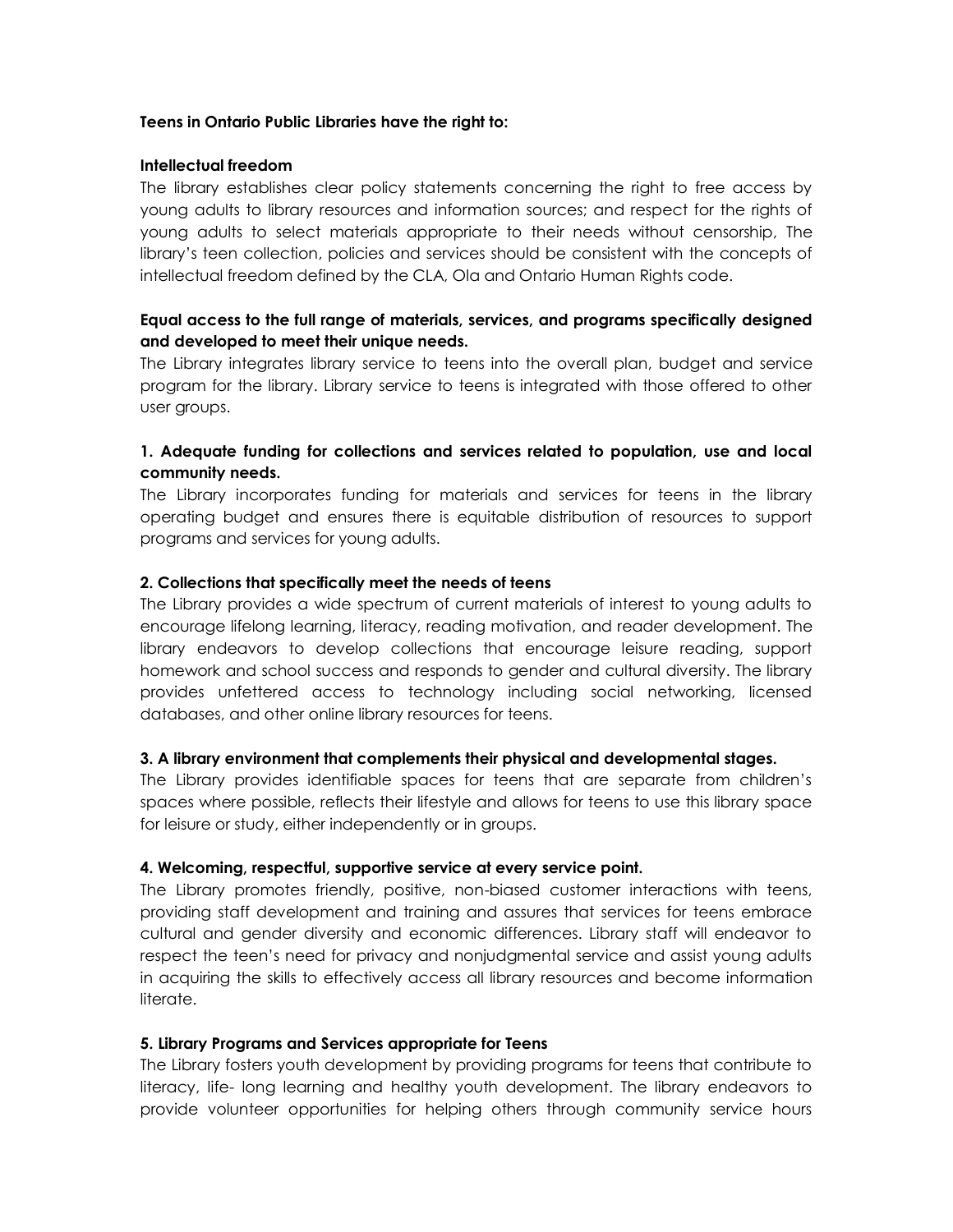**Teens in Ontario Public Libraries have the right to:**

**Intellectual freedom**

The library establishes clear policy statements concerning the right to free access by young adults to library resources and information sources; and respect for the rights of young adults to select materials appropriate to their needs without censorship, The library's teen collection, policies and services should be consistent with the concepts of intellectual freedom defined by the CLA, Ola and Ontario Human Rights code.

**Equal access to the full range of materials, services, and programs specifically designed and developed to meet their unique needs.**

The Library integrates library service to teens into the overall plan, budget and service program for the library. Library service to teens is integrated with those offered to other user groups.

**1. Adequate funding for collections and services related to population, use and local community needs.**

The Library incorporates funding for materials and services for teens in the library operating budget and ensures there is equitable distribution of resources to support programs and services for young adults.

**2. Collections that specifically meet the needs of teens**

The Library provides a wide spectrum of current materials of interest to young adults to encourage lifelong learning, literacy, reading motivation, and reader development. The library endeavors to develop collections that encourage leisure reading, support homework and school success and responds to gender and cultural diversity. The library provides unfettered access to technology including social networking, licensed databases, and other online library resources for teens.

**3. A library environment that complements their physical and developmental stages.**

The Library provides identifiable spaces for teens that are separate from children's spaces where possible, reflects their lifestyle and allows for teens to use this library space for leisure or study, either independently or in groups.

**4. Welcoming, respectful, supportive service at every service point.**

The Library promotes friendly, positive, non-biased customer interactions with teens, providing staff development and training and assures that services for teens embrace cultural and gender diversity and economic differences. Library staff will endeavor to respect the teen's need for privacy and nonjudgmental service and assist young adults in acquiring the skills to effectively access all library resources and become information literate.

**5. Library Programs and Services appropriate for Teens**

The Library fosters youth development by providing programs for teens that contribute to literacy, life- long learning and healthy youth development. The library endeavors to provide volunteer opportunities for helping others through community service hours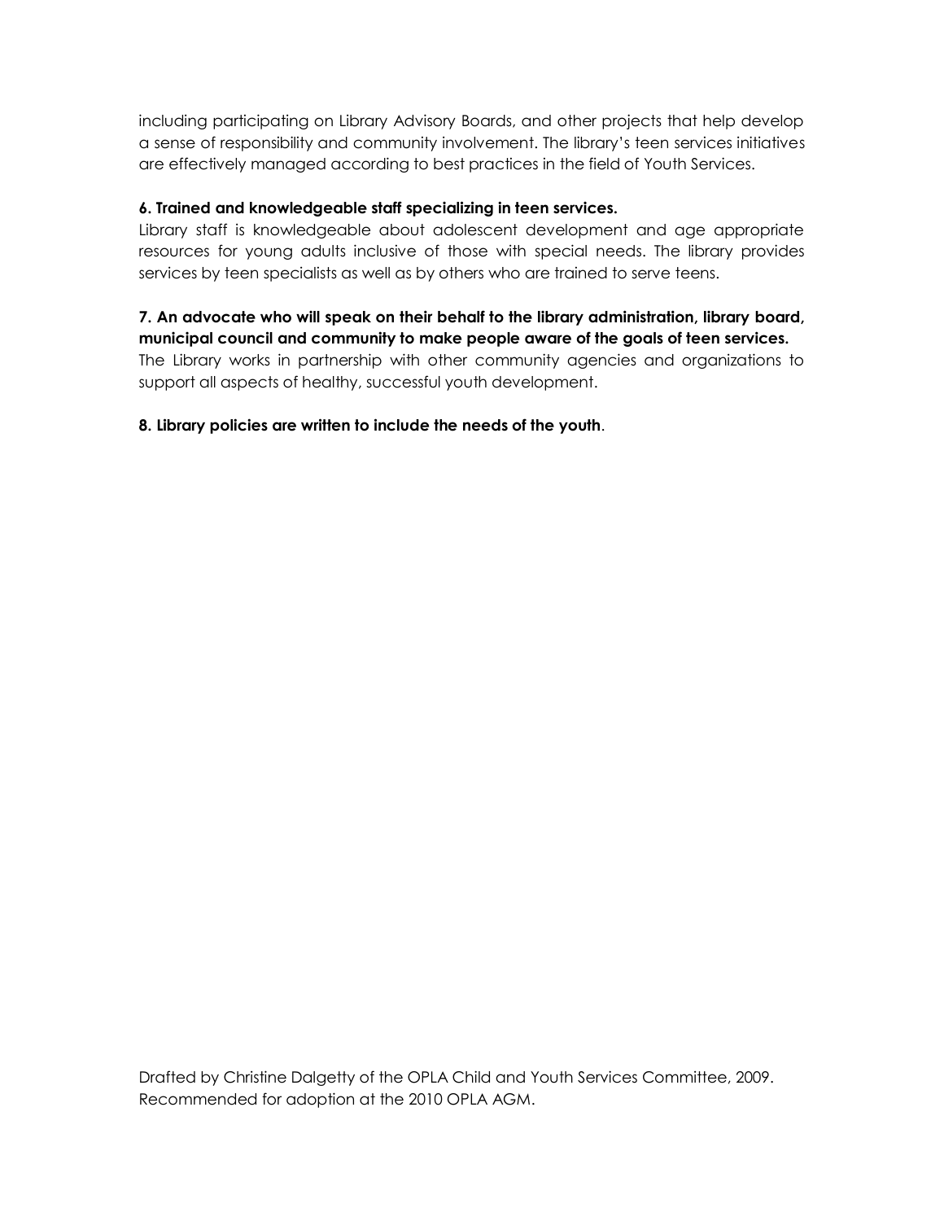including participating on Library Advisory Boards, and other projects that help develop a sense of responsibility and community involvement. The library's teen services initiatives are effectively managed according to best practices in the field of Youth Services.

**6. Trained and knowledgeable staff specializing in teen services.**
Library staff is knowledgeable about adolescent development and age appropriate resources for young adults inclusive of those with special needs. The library provides services by teen specialists as well as by others who are trained to serve teens.

**7. An advocate who will speak on their behalf to the library administration, library board, municipal council and community to make people aware of the goals of teen services.**
The Library works in partnership with other community agencies and organizations to support all aspects of healthy, successful youth development.

**8. Library policies are written to include the needs of the youth**.

Drafted by Christine Dalgetty of the OPLA Child and Youth Services Committee, 2009.
Recommended for adoption at the 2010 OPLA AGM.